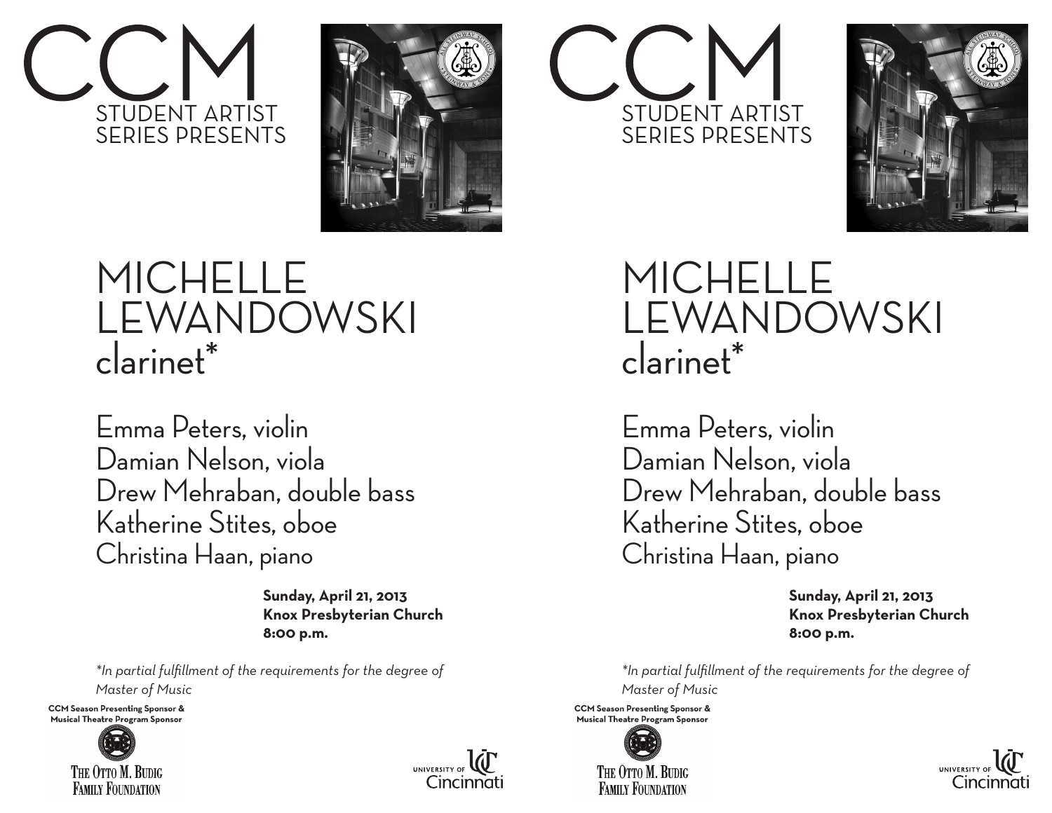# CCM

STUDENT ARTIST SERIES PRESENTS

# MICHELLE LEWANDOWSKI

## clarinet*

Emma Peters, violin
Damian Nelson, viola
Drew Mehraban, double bass
Katherine Stites, oboe
Christina Haan, piano

**Sunday, April 21, 2013**
**Knox Presbyterian Church**
**8:00 p.m.**

*\*In partial fulfillment of the requirements for the degree of Master of Music*

**CCM Season Presenting Sponsor & Musical Theatre Program Sponsor**

THE OTTO M. BUDIG FAMILY FOUNDATION

UNIVERSITY OF Cincinnati

---

# CCM

STUDENT ARTIST SERIES PRESENTS

# MICHELLE LEWANDOWSKI

## clarinet*

Emma Peters, violin
Damian Nelson, viola
Drew Mehraban, double bass
Katherine Stites, oboe
Christina Haan, piano

**Sunday, April 21, 2013**
**Knox Presbyterian Church**
**8:00 p.m.**

*\*In partial fulfillment of the requirements for the degree of Master of Music*

**CCM Season Presenting Sponsor & Musical Theatre Program Sponsor**

THE OTTO M. BUDIG FAMILY FOUNDATION

UNIVERSITY OF Cincinnati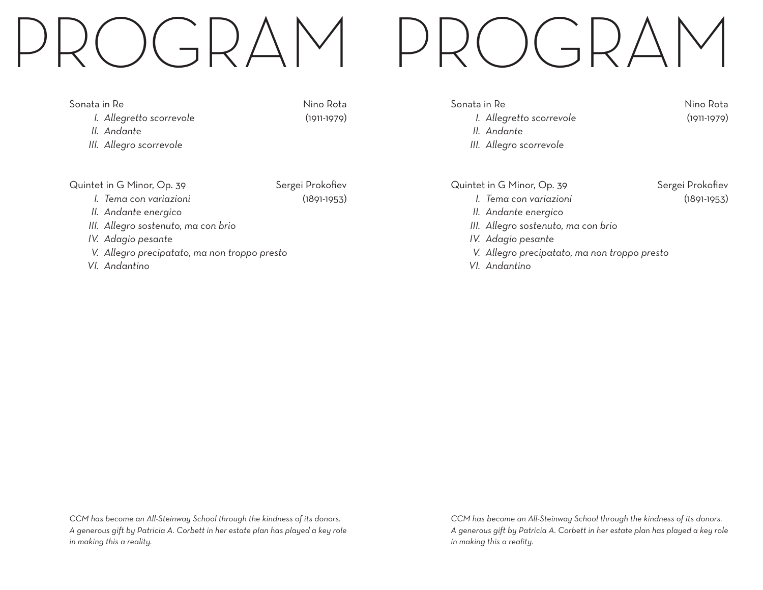# PROGRAM

Sonata in Re — Nino Rota (1911-1979)

I. *Allegretto scorrevole*
II. *Andante*
III. *Allegro scorrevole*

Quintet in G Minor, Op. 39 — Sergei Prokofiev (1891-1953)

I. *Tema con variazioni*
II. *Andante energico*
III. *Allegro sostenuto, ma con brio*
IV. *Adagio pesante*
V. *Allegro precipatato, ma non troppo presto*
VI. *Andantino*

*CCM has become an All-Steinway School through the kindness of its donors. A generous gift by Patricia A. Corbett in her estate plan has played a key role in making this a reality.*

# PROGRAM

Sonata in Re — Nino Rota (1911-1979)

I. *Allegretto scorrevole*
II. *Andante*
III. *Allegro scorrevole*

Quintet in G Minor, Op. 39 — Sergei Prokofiev (1891-1953)

I. *Tema con variazioni*
II. *Andante energico*
III. *Allegro sostenuto, ma con brio*
IV. *Adagio pesante*
V. *Allegro precipatato, ma non troppo presto*
VI. *Andantino*

*CCM has become an All-Steinway School through the kindness of its donors. A generous gift by Patricia A. Corbett in her estate plan has played a key role in making this a reality.*